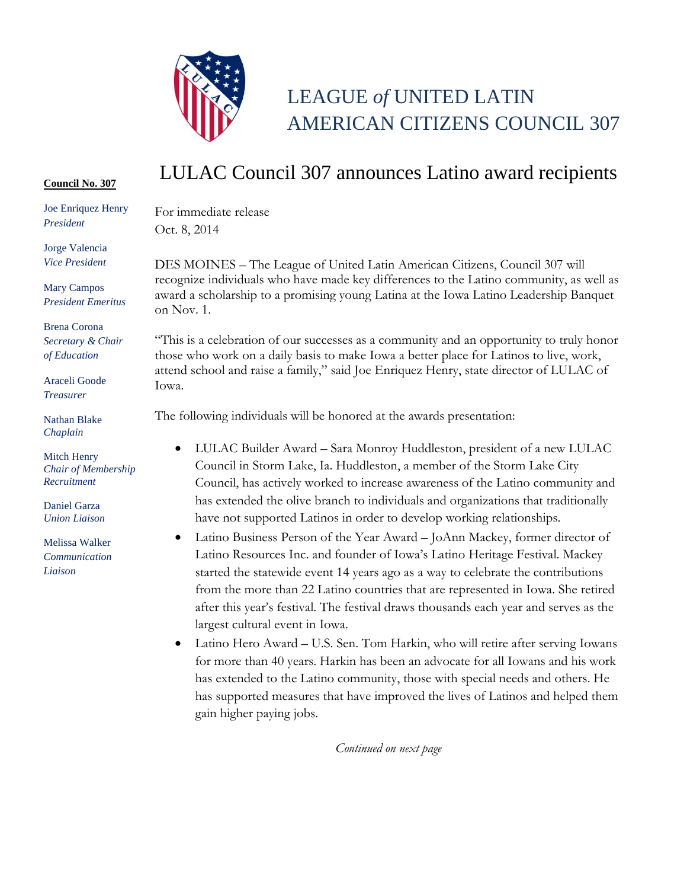# LEAGUE *of* UNITED LATIN AMERICAN CITIZENS COUNCIL 307

## LULAC Council 307 announces Latino award recipients

**Council No. 307**

Joe Enriquez Henry
*President*

Jorge Valencia
*Vice President*

Mary Campos
*President Emeritus*

Brena Corona
*Secretary & Chair of Education*

Araceli Goode
*Treasurer*

Nathan Blake
*Chaplain*

Mitch Henry
*Chair of Membership Recruitment*

Daniel Garza
*Union Liaison*

Melissa Walker
*Communication Liaison*

For immediate release
Oct. 8, 2014

DES MOINES – The League of United Latin American Citizens, Council 307 will recognize individuals who have made key differences to the Latino community, as well as award a scholarship to a promising young Latina at the Iowa Latino Leadership Banquet on Nov. 1.

"This is a celebration of our successes as a community and an opportunity to truly honor those who work on a daily basis to make Iowa a better place for Latinos to live, work, attend school and raise a family," said Joe Enriquez Henry, state director of LULAC of Iowa.

The following individuals will be honored at the awards presentation:

- LULAC Builder Award – Sara Monroy Huddleston, president of a new LULAC Council in Storm Lake, Ia. Huddleston, a member of the Storm Lake City Council, has actively worked to increase awareness of the Latino community and has extended the olive branch to individuals and organizations that traditionally have not supported Latinos in order to develop working relationships.
- Latino Business Person of the Year Award – JoAnn Mackey, former director of Latino Resources Inc. and founder of Iowa's Latino Heritage Festival. Mackey started the statewide event 14 years ago as a way to celebrate the contributions from the more than 22 Latino countries that are represented in Iowa. She retired after this year's festival. The festival draws thousands each year and serves as the largest cultural event in Iowa.
- Latino Hero Award – U.S. Sen. Tom Harkin, who will retire after serving Iowans for more than 40 years. Harkin has been an advocate for all Iowans and his work has extended to the Latino community, those with special needs and others. He has supported measures that have improved the lives of Latinos and helped them gain higher paying jobs.

*Continued on next page*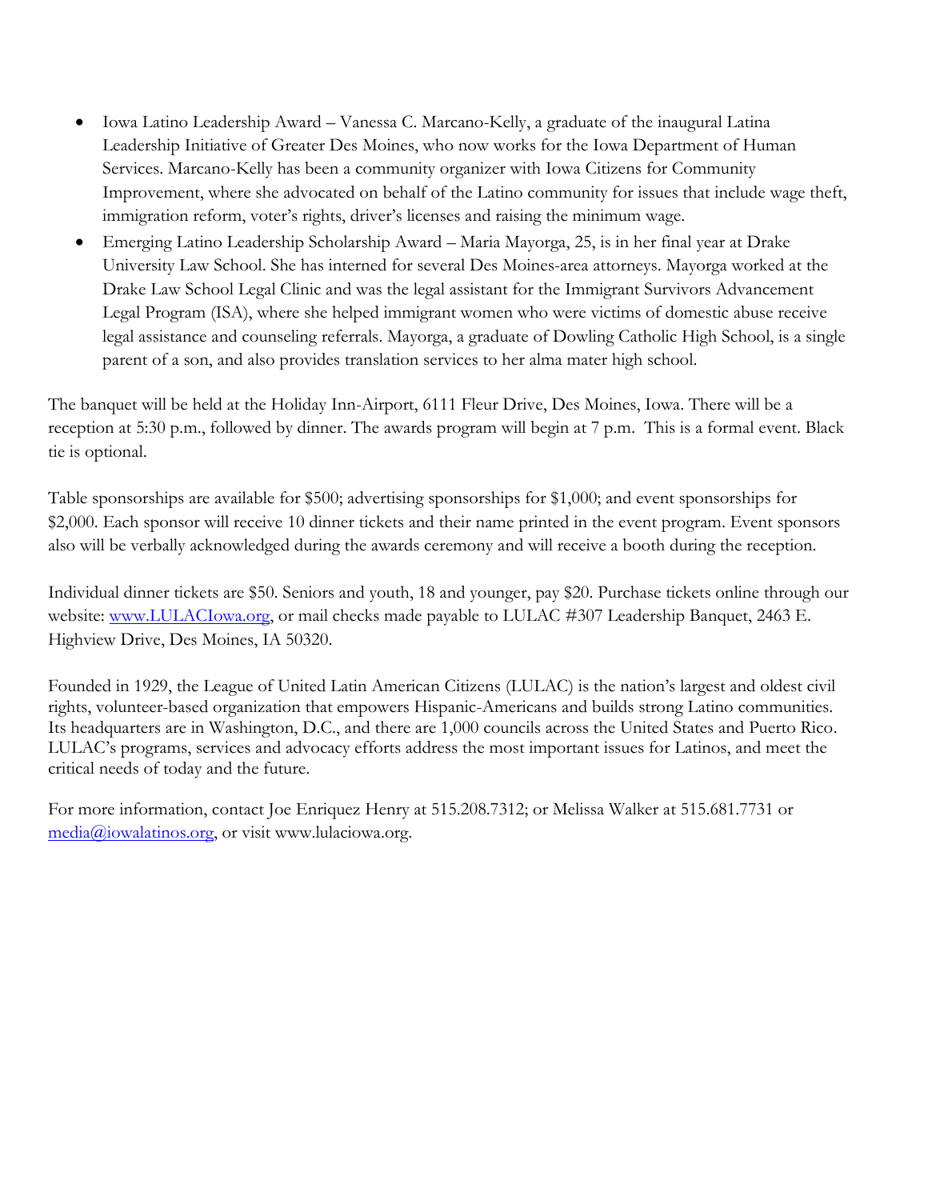- Iowa Latino Leadership Award – Vanessa C. Marcano-Kelly, a graduate of the inaugural Latina Leadership Initiative of Greater Des Moines, who now works for the Iowa Department of Human Services. Marcano-Kelly has been a community organizer with Iowa Citizens for Community Improvement, where she advocated on behalf of the Latino community for issues that include wage theft, immigration reform, voter's rights, driver's licenses and raising the minimum wage.
- Emerging Latino Leadership Scholarship Award – Maria Mayorga, 25, is in her final year at Drake University Law School. She has interned for several Des Moines-area attorneys. Mayorga worked at the Drake Law School Legal Clinic and was the legal assistant for the Immigrant Survivors Advancement Legal Program (ISA), where she helped immigrant women who were victims of domestic abuse receive legal assistance and counseling referrals. Mayorga, a graduate of Dowling Catholic High School, is a single parent of a son, and also provides translation services to her alma mater high school.

The banquet will be held at the Holiday Inn-Airport, 6111 Fleur Drive, Des Moines, Iowa. There will be a reception at 5:30 p.m., followed by dinner. The awards program will begin at 7 p.m. This is a formal event. Black tie is optional.

Table sponsorships are available for $500; advertising sponsorships for $1,000; and event sponsorships for $2,000. Each sponsor will receive 10 dinner tickets and their name printed in the event program. Event sponsors also will be verbally acknowledged during the awards ceremony and will receive a booth during the reception.

Individual dinner tickets are $50. Seniors and youth, 18 and younger, pay $20. Purchase tickets online through our website: [www.LULACIowa.org](http://www.LULACIowa.org), or mail checks made payable to LULAC #307 Leadership Banquet, 2463 E. Highview Drive, Des Moines, IA 50320.

Founded in 1929, the League of United Latin American Citizens (LULAC) is the nation's largest and oldest civil rights, volunteer-based organization that empowers Hispanic-Americans and builds strong Latino communities. Its headquarters are in Washington, D.C., and there are 1,000 councils across the United States and Puerto Rico. LULAC's programs, services and advocacy efforts address the most important issues for Latinos, and meet the critical needs of today and the future.

For more information, contact Joe Enriquez Henry at 515.208.7312; or Melissa Walker at 515.681.7731 or [media@iowalatinos.org](mailto:media@iowalatinos.org), or visit www.lulaciowa.org.